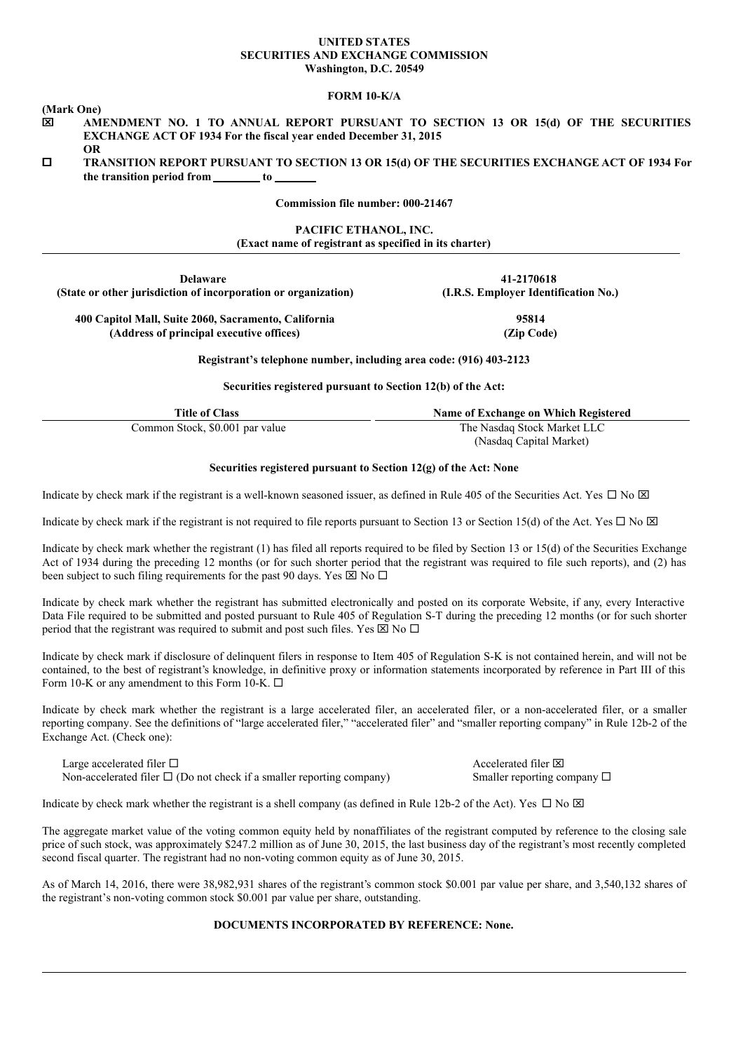**UNITED STATES**
**SECURITIES AND EXCHANGE COMMISSION**
**Washington, D.C. 20549**

**FORM 10-K/A**

**(Mark One)**

☒ **AMENDMENT NO. 1 TO ANNUAL REPORT PURSUANT TO SECTION 13 OR 15(d) OF THE SECURITIES EXCHANGE ACT OF 1934 For the fiscal year ended December 31, 2015**

**OR**

☐ **TRANSITION REPORT PURSUANT TO SECTION 13 OR 15(d) OF THE SECURITIES EXCHANGE ACT OF 1934 For the transition period from \_\_\_\_\_\_\_\_ to \_\_\_\_\_\_\_**

**Commission file number: 000-21467**

**PACIFIC ETHANOL, INC.**
**(Exact name of registrant as specified in its charter)**

| **Delaware** | **41-2170618** |
|---|---|
| **(State or other jurisdiction of incorporation or organization)** | **(I.R.S. Employer Identification No.)** |
| **400 Capitol Mall, Suite 2060, Sacramento, California** | **95814** |
| **(Address of principal executive offices)** | **(Zip Code)** |

**Registrant's telephone number, including area code: (916) 403-2123**

**Securities registered pursuant to Section 12(b) of the Act:**

| Title of Class | Name of Exchange on Which Registered |
|---|---|
| Common Stock, $0.001 par value | The Nasdaq Stock Market LLC (Nasdaq Capital Market) |

**Securities registered pursuant to Section 12(g) of the Act: None**

Indicate by check mark if the registrant is a well-known seasoned issuer, as defined in Rule 405 of the Securities Act. Yes ☐ No ☒

Indicate by check mark if the registrant is not required to file reports pursuant to Section 13 or Section 15(d) of the Act. Yes ☐ No ☒

Indicate by check mark whether the registrant (1) has filed all reports required to be filed by Section 13 or 15(d) of the Securities Exchange Act of 1934 during the preceding 12 months (or for such shorter period that the registrant was required to file such reports), and (2) has been subject to such filing requirements for the past 90 days. Yes ☒ No ☐

Indicate by check mark whether the registrant has submitted electronically and posted on its corporate Website, if any, every Interactive Data File required to be submitted and posted pursuant to Rule 405 of Regulation S-T during the preceding 12 months (or for such shorter period that the registrant was required to submit and post such files. Yes ☒ No ☐

Indicate by check mark if disclosure of delinquent filers in response to Item 405 of Regulation S-K is not contained herein, and will not be contained, to the best of registrant's knowledge, in definitive proxy or information statements incorporated by reference in Part III of this Form 10-K or any amendment to this Form 10-K. ☐

Indicate by check mark whether the registrant is a large accelerated filer, an accelerated filer, or a non-accelerated filer, or a smaller reporting company. See the definitions of "large accelerated filer," "accelerated filer" and "smaller reporting company" in Rule 12b-2 of the Exchange Act. (Check one):

| | |
|---|---|
| Large accelerated filer ☐ | Accelerated filer ☒ |
| Non-accelerated filer ☐ (Do not check if a smaller reporting company) | Smaller reporting company ☐ |

Indicate by check mark whether the registrant is a shell company (as defined in Rule 12b-2 of the Act). Yes ☐ No ☒

The aggregate market value of the voting common equity held by nonaffiliates of the registrant computed by reference to the closing sale price of such stock, was approximately $247.2 million as of June 30, 2015, the last business day of the registrant's most recently completed second fiscal quarter. The registrant had no non-voting common equity as of June 30, 2015.

As of March 14, 2016, there were 38,982,931 shares of the registrant's common stock $0.001 par value per share, and 3,540,132 shares of the registrant's non-voting common stock $0.001 par value per share, outstanding.

**DOCUMENTS INCORPORATED BY REFERENCE: None.**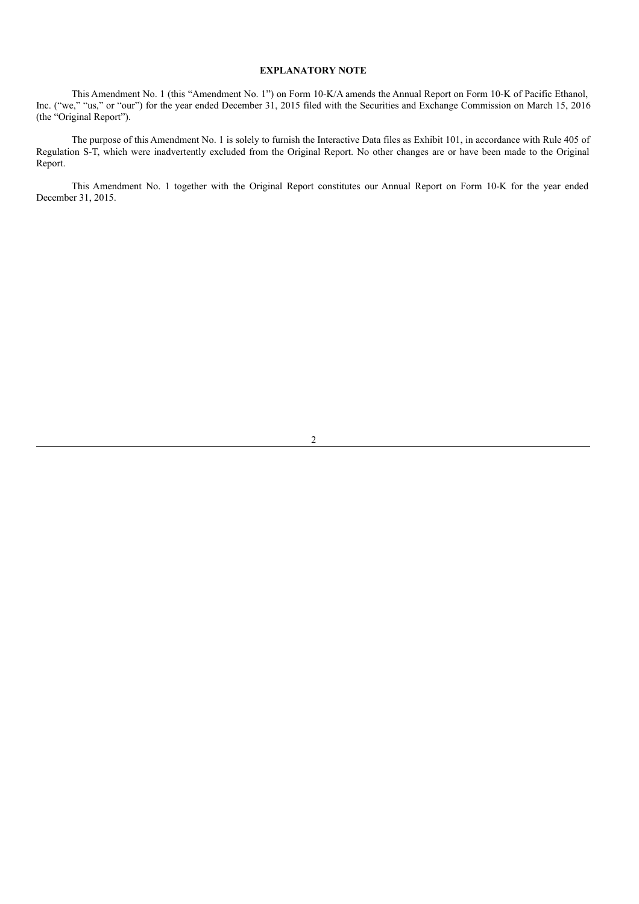**EXPLANATORY NOTE**

This Amendment No. 1 (this "Amendment No. 1") on Form 10-K/A amends the Annual Report on Form 10-K of Pacific Ethanol, Inc. ("we," "us," or "our") for the year ended December 31, 2015 filed with the Securities and Exchange Commission on March 15, 2016 (the "Original Report").

The purpose of this Amendment No. 1 is solely to furnish the Interactive Data files as Exhibit 101, in accordance with Rule 405 of Regulation S-T, which were inadvertently excluded from the Original Report. No other changes are or have been made to the Original Report.

This Amendment No. 1 together with the Original Report constitutes our Annual Report on Form 10-K for the year ended December 31, 2015.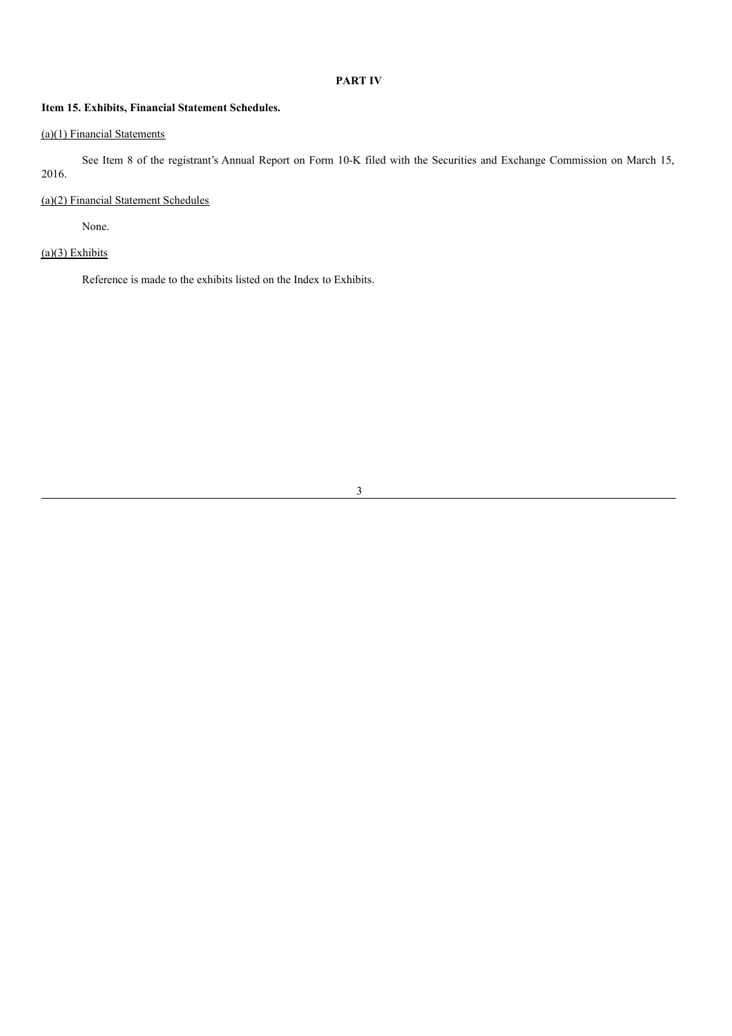# PART IV

## Item 15. Exhibits, Financial Statement Schedules.

(a)(1) Financial Statements

See Item 8 of the registrant's Annual Report on Form 10-K filed with the Securities and Exchange Commission on March 15, 2016.

(a)(2) Financial Statement Schedules

None.

(a)(3) Exhibits

Reference is made to the exhibits listed on the Index to Exhibits.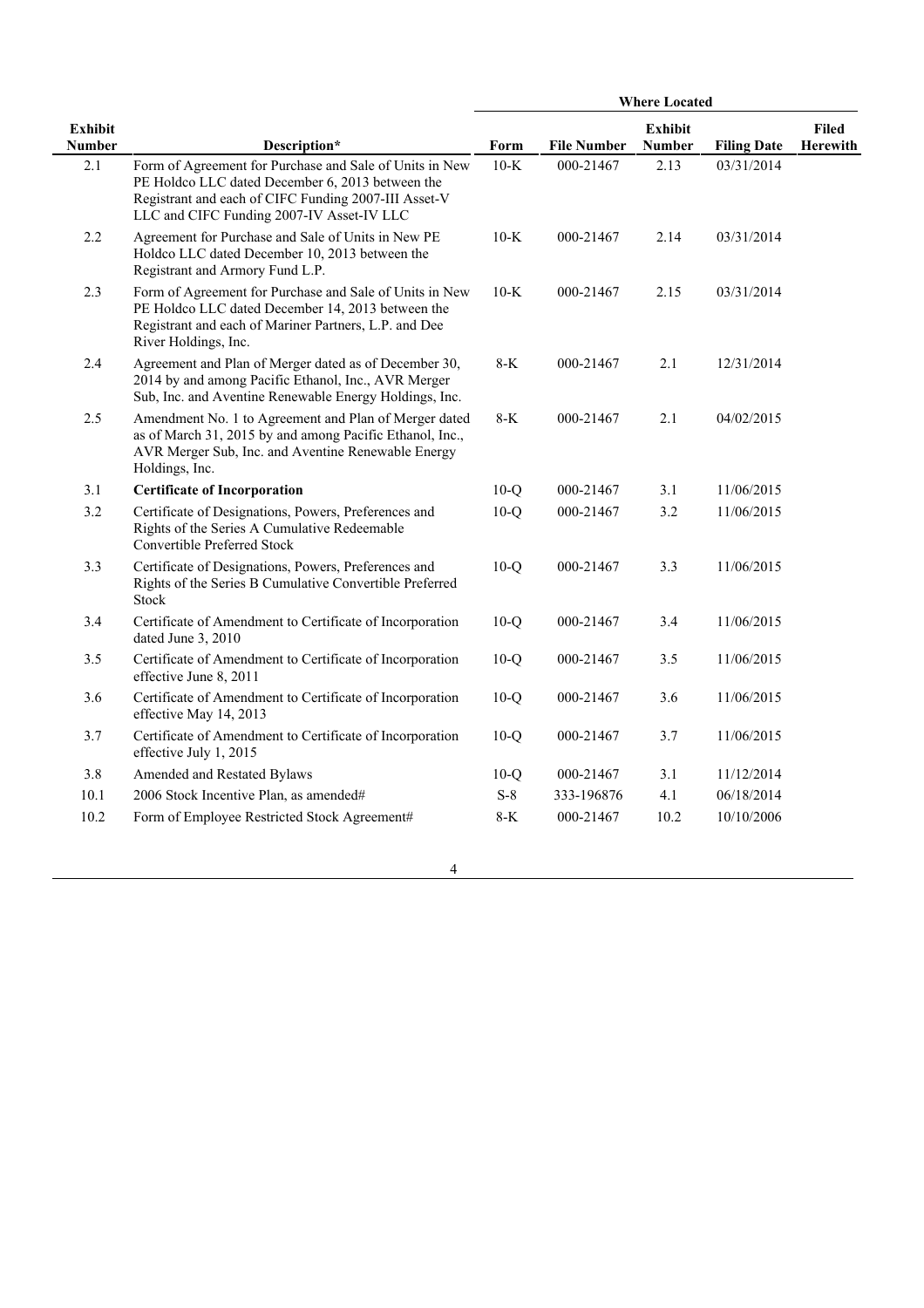| Exhibit Number | Description* | Where Located | | | | |
|---|---|---|---|---|---|---|
| | | Form | File Number | Exhibit Number | Filing Date | Filed Herewith |
| 2.1 | Form of Agreement for Purchase and Sale of Units in New PE Holdco LLC dated December 6, 2013 between the Registrant and each of CIFC Funding 2007-III Asset-V LLC and CIFC Funding 2007-IV Asset-IV LLC | 10-K | 000-21467 | 2.13 | 03/31/2014 | |
| 2.2 | Agreement for Purchase and Sale of Units in New PE Holdco LLC dated December 10, 2013 between the Registrant and Armory Fund L.P. | 10-K | 000-21467 | 2.14 | 03/31/2014 | |
| 2.3 | Form of Agreement for Purchase and Sale of Units in New PE Holdco LLC dated December 14, 2013 between the Registrant and each of Mariner Partners, L.P. and Dee River Holdings, Inc. | 10-K | 000-21467 | 2.15 | 03/31/2014 | |
| 2.4 | Agreement and Plan of Merger dated as of December 30, 2014 by and among Pacific Ethanol, Inc., AVR Merger Sub, Inc. and Aventine Renewable Energy Holdings, Inc. | 8-K | 000-21467 | 2.1 | 12/31/2014 | |
| 2.5 | Amendment No. 1 to Agreement and Plan of Merger dated as of March 31, 2015 by and among Pacific Ethanol, Inc., AVR Merger Sub, Inc. and Aventine Renewable Energy Holdings, Inc. | 8-K | 000-21467 | 2.1 | 04/02/2015 | |
| 3.1 | **Certificate of Incorporation** | 10-Q | 000-21467 | 3.1 | 11/06/2015 | |
| 3.2 | Certificate of Designations, Powers, Preferences and Rights of the Series A Cumulative Redeemable Convertible Preferred Stock | 10-Q | 000-21467 | 3.2 | 11/06/2015 | |
| 3.3 | Certificate of Designations, Powers, Preferences and Rights of the Series B Cumulative Convertible Preferred Stock | 10-Q | 000-21467 | 3.3 | 11/06/2015 | |
| 3.4 | Certificate of Amendment to Certificate of Incorporation dated June 3, 2010 | 10-Q | 000-21467 | 3.4 | 11/06/2015 | |
| 3.5 | Certificate of Amendment to Certificate of Incorporation effective June 8, 2011 | 10-Q | 000-21467 | 3.5 | 11/06/2015 | |
| 3.6 | Certificate of Amendment to Certificate of Incorporation effective May 14, 2013 | 10-Q | 000-21467 | 3.6 | 11/06/2015 | |
| 3.7 | Certificate of Amendment to Certificate of Incorporation effective July 1, 2015 | 10-Q | 000-21467 | 3.7 | 11/06/2015 | |
| 3.8 | Amended and Restated Bylaws | 10-Q | 000-21467 | 3.1 | 11/12/2014 | |
| 10.1 | 2006 Stock Incentive Plan, as amended# | S-8 | 333-196876 | 4.1 | 06/18/2014 | |
| 10.2 | Form of Employee Restricted Stock Agreement# | 8-K | 000-21467 | 10.2 | 10/10/2006 | |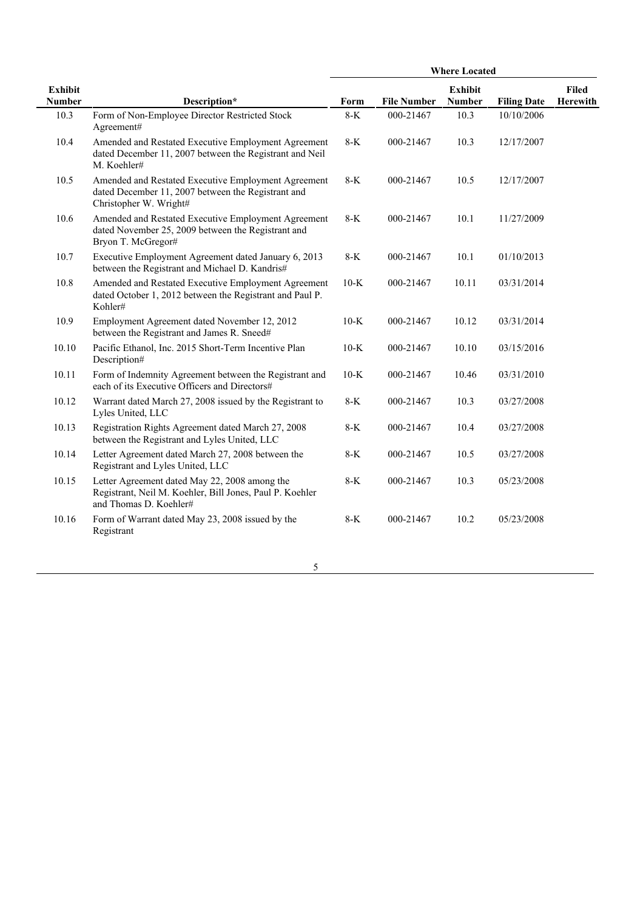| Exhibit Number | Description* | Where Located | | | | |
|---|---|---|---|---|---|---|
| | | Form | File Number | Exhibit Number | Filing Date | Filed Herewith |
| 10.3 | Form of Non-Employee Director Restricted Stock Agreement# | 8-K | 000-21467 | 10.3 | 10/10/2006 | |
| 10.4 | Amended and Restated Executive Employment Agreement dated December 11, 2007 between the Registrant and Neil M. Koehler# | 8-K | 000-21467 | 10.3 | 12/17/2007 | |
| 10.5 | Amended and Restated Executive Employment Agreement dated December 11, 2007 between the Registrant and Christopher W. Wright# | 8-K | 000-21467 | 10.5 | 12/17/2007 | |
| 10.6 | Amended and Restated Executive Employment Agreement dated November 25, 2009 between the Registrant and Bryon T. McGregor# | 8-K | 000-21467 | 10.1 | 11/27/2009 | |
| 10.7 | Executive Employment Agreement dated January 6, 2013 between the Registrant and Michael D. Kandris# | 8-K | 000-21467 | 10.1 | 01/10/2013 | |
| 10.8 | Amended and Restated Executive Employment Agreement dated October 1, 2012 between the Registrant and Paul P. Kohler# | 10-K | 000-21467 | 10.11 | 03/31/2014 | |
| 10.9 | Employment Agreement dated November 12, 2012 between the Registrant and James R. Sneed# | 10-K | 000-21467 | 10.12 | 03/31/2014 | |
| 10.10 | Pacific Ethanol, Inc. 2015 Short-Term Incentive Plan Description# | 10-K | 000-21467 | 10.10 | 03/15/2016 | |
| 10.11 | Form of Indemnity Agreement between the Registrant and each of its Executive Officers and Directors# | 10-K | 000-21467 | 10.46 | 03/31/2010 | |
| 10.12 | Warrant dated March 27, 2008 issued by the Registrant to Lyles United, LLC | 8-K | 000-21467 | 10.3 | 03/27/2008 | |
| 10.13 | Registration Rights Agreement dated March 27, 2008 between the Registrant and Lyles United, LLC | 8-K | 000-21467 | 10.4 | 03/27/2008 | |
| 10.14 | Letter Agreement dated March 27, 2008 between the Registrant and Lyles United, LLC | 8-K | 000-21467 | 10.5 | 03/27/2008 | |
| 10.15 | Letter Agreement dated May 22, 2008 among the Registrant, Neil M. Koehler, Bill Jones, Paul P. Koehler and Thomas D. Koehler# | 8-K | 000-21467 | 10.3 | 05/23/2008 | |
| 10.16 | Form of Warrant dated May 23, 2008 issued by the Registrant | 8-K | 000-21467 | 10.2 | 05/23/2008 | |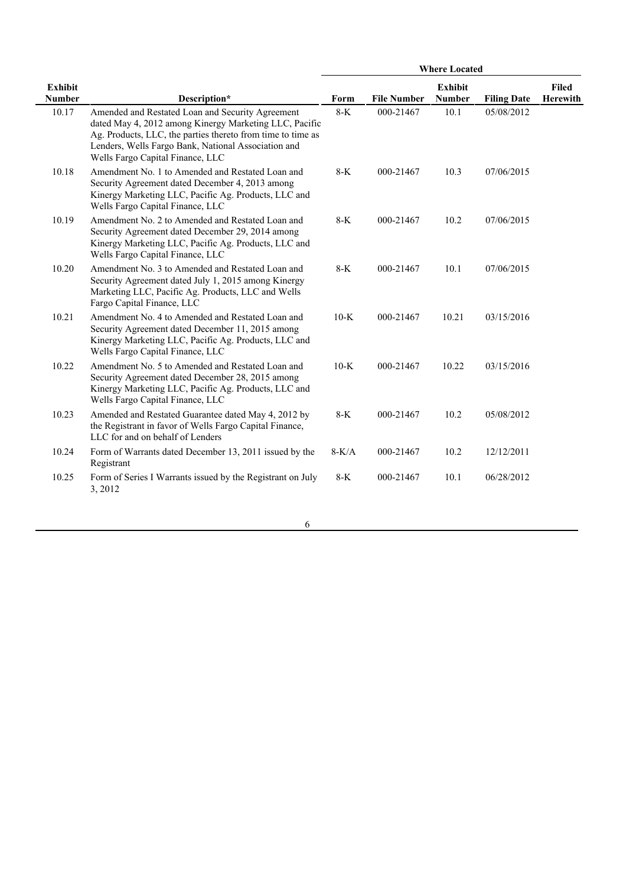| Exhibit Number | Description* | Where Located | | | | |
|---|---|---|---|---|---|---|
| | | Form | File Number | Exhibit Number | Filing Date | Filed Herewith |
| 10.17 | Amended and Restated Loan and Security Agreement dated May 4, 2012 among Kinergy Marketing LLC, Pacific Ag. Products, LLC, the parties thereto from time to time as Lenders, Wells Fargo Bank, National Association and Wells Fargo Capital Finance, LLC | 8-K | 000-21467 | 10.1 | 05/08/2012 | |
| 10.18 | Amendment No. 1 to Amended and Restated Loan and Security Agreement dated December 4, 2013 among Kinergy Marketing LLC, Pacific Ag. Products, LLC and Wells Fargo Capital Finance, LLC | 8-K | 000-21467 | 10.3 | 07/06/2015 | |
| 10.19 | Amendment No. 2 to Amended and Restated Loan and Security Agreement dated December 29, 2014 among Kinergy Marketing LLC, Pacific Ag. Products, LLC and Wells Fargo Capital Finance, LLC | 8-K | 000-21467 | 10.2 | 07/06/2015 | |
| 10.20 | Amendment No. 3 to Amended and Restated Loan and Security Agreement dated July 1, 2015 among Kinergy Marketing LLC, Pacific Ag. Products, LLC and Wells Fargo Capital Finance, LLC | 8-K | 000-21467 | 10.1 | 07/06/2015 | |
| 10.21 | Amendment No. 4 to Amended and Restated Loan and Security Agreement dated December 11, 2015 among Kinergy Marketing LLC, Pacific Ag. Products, LLC and Wells Fargo Capital Finance, LLC | 10-K | 000-21467 | 10.21 | 03/15/2016 | |
| 10.22 | Amendment No. 5 to Amended and Restated Loan and Security Agreement dated December 28, 2015 among Kinergy Marketing LLC, Pacific Ag. Products, LLC and Wells Fargo Capital Finance, LLC | 10-K | 000-21467 | 10.22 | 03/15/2016 | |
| 10.23 | Amended and Restated Guarantee dated May 4, 2012 by the Registrant in favor of Wells Fargo Capital Finance, LLC for and on behalf of Lenders | 8-K | 000-21467 | 10.2 | 05/08/2012 | |
| 10.24 | Form of Warrants dated December 13, 2011 issued by the Registrant | 8-K/A | 000-21467 | 10.2 | 12/12/2011 | |
| 10.25 | Form of Series I Warrants issued by the Registrant on July 3, 2012 | 8-K | 000-21467 | 10.1 | 06/28/2012 | |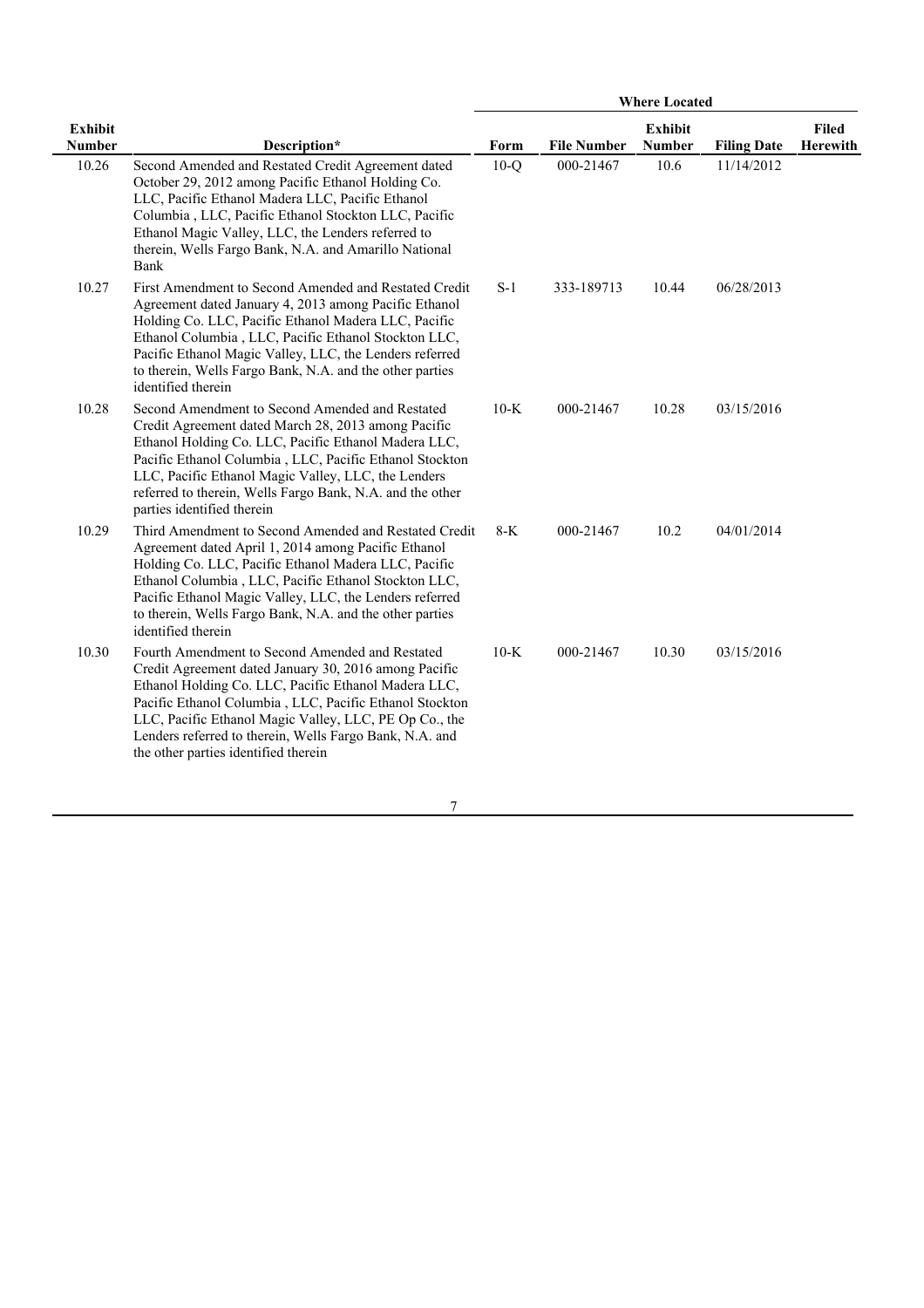| Exhibit Number | Description* | Where Located | | | | |
|---|---|---|---|---|---|---|
| | | Form | File Number | Exhibit Number | Filing Date | Filed Herewith |
| 10.26 | Second Amended and Restated Credit Agreement dated October 29, 2012 among Pacific Ethanol Holding Co. LLC, Pacific Ethanol Madera LLC, Pacific Ethanol Columbia , LLC, Pacific Ethanol Stockton LLC, Pacific Ethanol Magic Valley, LLC, the Lenders referred to therein, Wells Fargo Bank, N.A. and Amarillo National Bank | 10-Q | 000-21467 | 10.6 | 11/14/2012 | |
| 10.27 | First Amendment to Second Amended and Restated Credit Agreement dated January 4, 2013 among Pacific Ethanol Holding Co. LLC, Pacific Ethanol Madera LLC, Pacific Ethanol Columbia , LLC, Pacific Ethanol Stockton LLC, Pacific Ethanol Magic Valley, LLC, the Lenders referred to therein, Wells Fargo Bank, N.A. and the other parties identified therein | S-1 | 333-189713 | 10.44 | 06/28/2013 | |
| 10.28 | Second Amendment to Second Amended and Restated Credit Agreement dated March 28, 2013 among Pacific Ethanol Holding Co. LLC, Pacific Ethanol Madera LLC, Pacific Ethanol Columbia , LLC, Pacific Ethanol Stockton LLC, Pacific Ethanol Magic Valley, LLC, the Lenders referred to therein, Wells Fargo Bank, N.A. and the other parties identified therein | 10-K | 000-21467 | 10.28 | 03/15/2016 | |
| 10.29 | Third Amendment to Second Amended and Restated Credit Agreement dated April 1, 2014 among Pacific Ethanol Holding Co. LLC, Pacific Ethanol Madera LLC, Pacific Ethanol Columbia , LLC, Pacific Ethanol Stockton LLC, Pacific Ethanol Magic Valley, LLC, the Lenders referred to therein, Wells Fargo Bank, N.A. and the other parties identified therein | 8-K | 000-21467 | 10.2 | 04/01/2014 | |
| 10.30 | Fourth Amendment to Second Amended and Restated Credit Agreement dated January 30, 2016 among Pacific Ethanol Holding Co. LLC, Pacific Ethanol Madera LLC, Pacific Ethanol Columbia , LLC, Pacific Ethanol Stockton LLC, Pacific Ethanol Magic Valley, LLC, PE Op Co., the Lenders referred to therein, Wells Fargo Bank, N.A. and the other parties identified therein | 10-K | 000-21467 | 10.30 | 03/15/2016 | |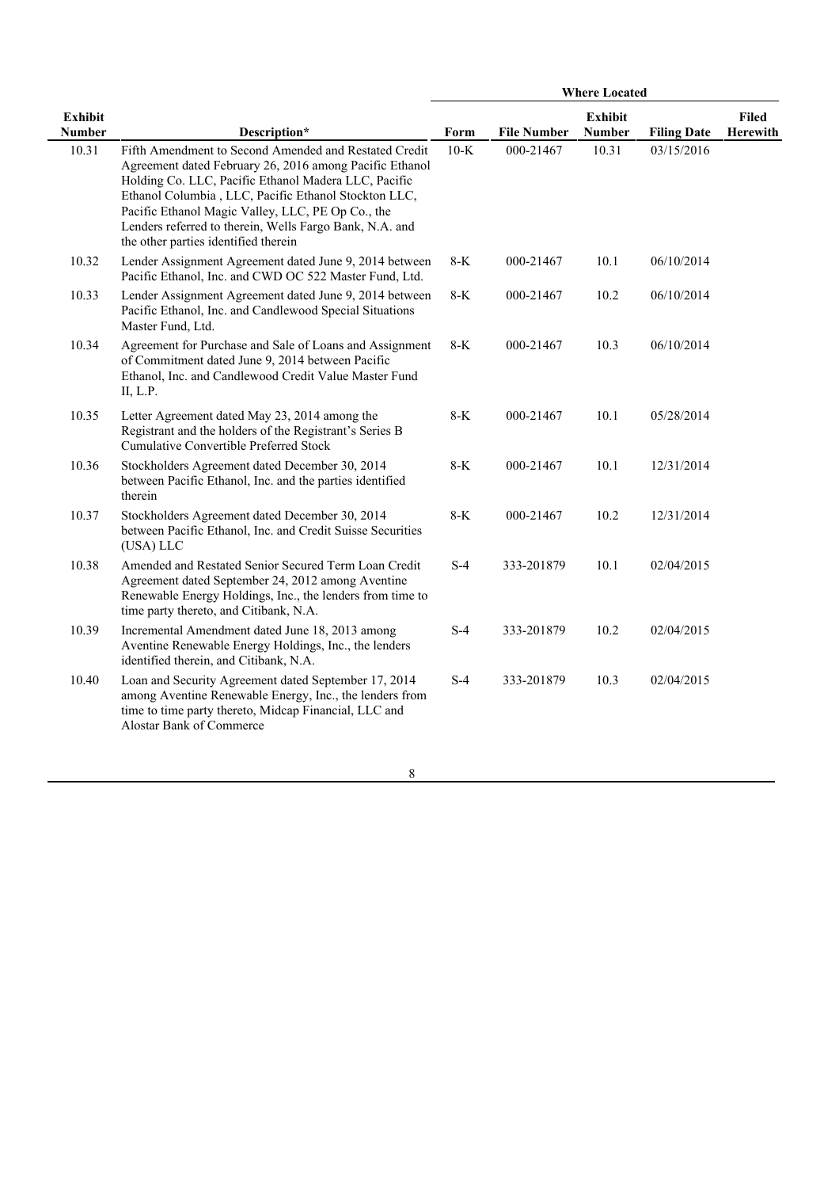| Exhibit Number | Description* | Where Located | | | | |
|---|---|---|---|---|---|---|
| | | Form | File Number | Exhibit Number | Filing Date | Filed Herewith |
| 10.31 | Fifth Amendment to Second Amended and Restated Credit Agreement dated February 26, 2016 among Pacific Ethanol Holding Co. LLC, Pacific Ethanol Madera LLC, Pacific Ethanol Columbia , LLC, Pacific Ethanol Stockton LLC, Pacific Ethanol Magic Valley, LLC, PE Op Co., the Lenders referred to therein, Wells Fargo Bank, N.A. and the other parties identified therein | 10-K | 000-21467 | 10.31 | 03/15/2016 | |
| 10.32 | Lender Assignment Agreement dated June 9, 2014 between Pacific Ethanol, Inc. and CWD OC 522 Master Fund, Ltd. | 8-K | 000-21467 | 10.1 | 06/10/2014 | |
| 10.33 | Lender Assignment Agreement dated June 9, 2014 between Pacific Ethanol, Inc. and Candlewood Special Situations Master Fund, Ltd. | 8-K | 000-21467 | 10.2 | 06/10/2014 | |
| 10.34 | Agreement for Purchase and Sale of Loans and Assignment of Commitment dated June 9, 2014 between Pacific Ethanol, Inc. and Candlewood Credit Value Master Fund II, L.P. | 8-K | 000-21467 | 10.3 | 06/10/2014 | |
| 10.35 | Letter Agreement dated May 23, 2014 among the Registrant and the holders of the Registrant's Series B Cumulative Convertible Preferred Stock | 8-K | 000-21467 | 10.1 | 05/28/2014 | |
| 10.36 | Stockholders Agreement dated December 30, 2014 between Pacific Ethanol, Inc. and the parties identified therein | 8-K | 000-21467 | 10.1 | 12/31/2014 | |
| 10.37 | Stockholders Agreement dated December 30, 2014 between Pacific Ethanol, Inc. and Credit Suisse Securities (USA) LLC | 8-K | 000-21467 | 10.2 | 12/31/2014 | |
| 10.38 | Amended and Restated Senior Secured Term Loan Credit Agreement dated September 24, 2012 among Aventine Renewable Energy Holdings, Inc., the lenders from time to time party thereto, and Citibank, N.A. | S-4 | 333-201879 | 10.1 | 02/04/2015 | |
| 10.39 | Incremental Amendment dated June 18, 2013 among Aventine Renewable Energy Holdings, Inc., the lenders identified therein, and Citibank, N.A. | S-4 | 333-201879 | 10.2 | 02/04/2015 | |
| 10.40 | Loan and Security Agreement dated September 17, 2014 among Aventine Renewable Energy, Inc., the lenders from time to time party thereto, Midcap Financial, LLC and Alostar Bank of Commerce | S-4 | 333-201879 | 10.3 | 02/04/2015 | |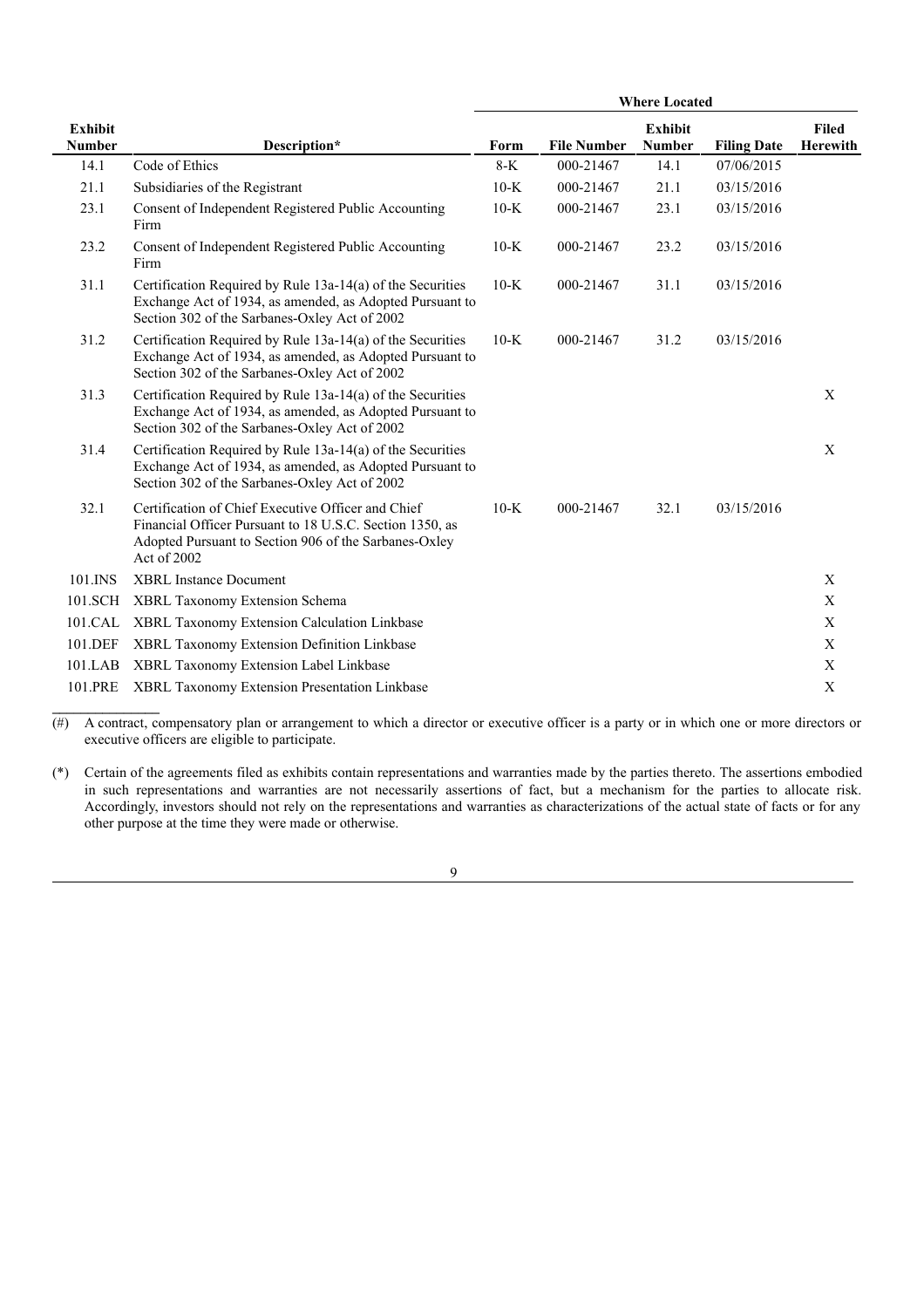| Exhibit Number | Description* | Where Located | | | | |
|---|---|---|---|---|---|---|
| | | Form | File Number | Exhibit Number | Filing Date | Filed Herewith |
| 14.1 | Code of Ethics | 8-K | 000-21467 | 14.1 | 07/06/2015 | |
| 21.1 | Subsidiaries of the Registrant | 10-K | 000-21467 | 21.1 | 03/15/2016 | |
| 23.1 | Consent of Independent Registered Public Accounting Firm | 10-K | 000-21467 | 23.1 | 03/15/2016 | |
| 23.2 | Consent of Independent Registered Public Accounting Firm | 10-K | 000-21467 | 23.2 | 03/15/2016 | |
| 31.1 | Certification Required by Rule 13a-14(a) of the Securities Exchange Act of 1934, as amended, as Adopted Pursuant to Section 302 of the Sarbanes-Oxley Act of 2002 | 10-K | 000-21467 | 31.1 | 03/15/2016 | |
| 31.2 | Certification Required by Rule 13a-14(a) of the Securities Exchange Act of 1934, as amended, as Adopted Pursuant to Section 302 of the Sarbanes-Oxley Act of 2002 | 10-K | 000-21467 | 31.2 | 03/15/2016 | |
| 31.3 | Certification Required by Rule 13a-14(a) of the Securities Exchange Act of 1934, as amended, as Adopted Pursuant to Section 302 of the Sarbanes-Oxley Act of 2002 | | | | | X |
| 31.4 | Certification Required by Rule 13a-14(a) of the Securities Exchange Act of 1934, as amended, as Adopted Pursuant to Section 302 of the Sarbanes-Oxley Act of 2002 | | | | | X |
| 32.1 | Certification of Chief Executive Officer and Chief Financial Officer Pursuant to 18 U.S.C. Section 1350, as Adopted Pursuant to Section 906 of the Sarbanes-Oxley Act of 2002 | 10-K | 000-21467 | 32.1 | 03/15/2016 | |
| 101.INS | XBRL Instance Document | | | | | X |
| 101.SCH | XBRL Taxonomy Extension Schema | | | | | X |
| 101.CAL | XBRL Taxonomy Extension Calculation Linkbase | | | | | X |
| 101.DEF | XBRL Taxonomy Extension Definition Linkbase | | | | | X |
| 101.LAB | XBRL Taxonomy Extension Label Linkbase | | | | | X |
| 101.PRE | XBRL Taxonomy Extension Presentation Linkbase | | | | | X |

(#) A contract, compensatory plan or arrangement to which a director or executive officer is a party or in which one or more directors or executive officers are eligible to participate.

(*) Certain of the agreements filed as exhibits contain representations and warranties made by the parties thereto. The assertions embodied in such representations and warranties are not necessarily assertions of fact, but a mechanism for the parties to allocate risk. Accordingly, investors should not rely on the representations and warranties as characterizations of the actual state of facts or for any other purpose at the time they were made or otherwise.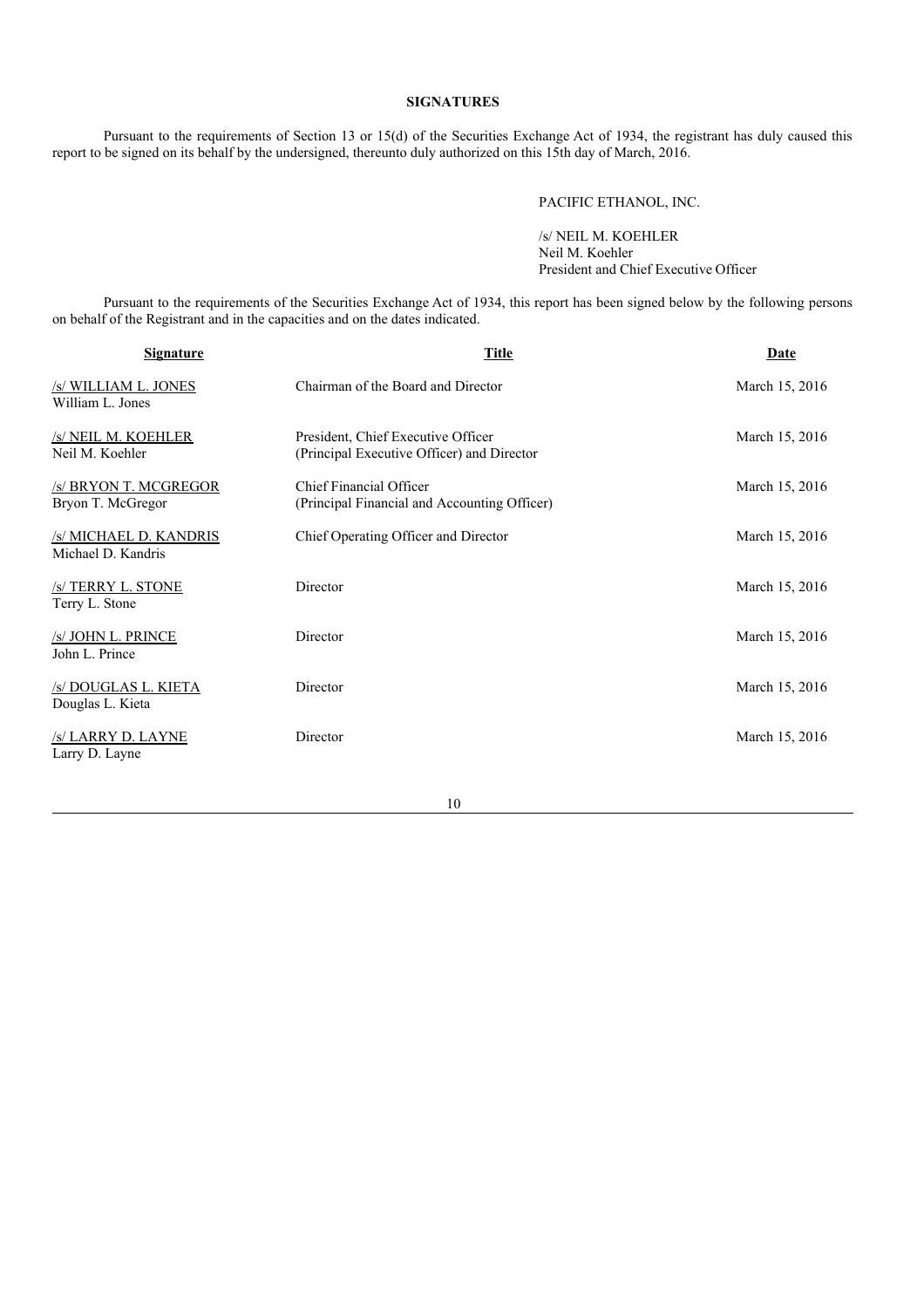**SIGNATURES**

Pursuant to the requirements of Section 13 or 15(d) of the Securities Exchange Act of 1934, the registrant has duly caused this report to be signed on its behalf by the undersigned, thereunto duly authorized on this 15th day of March, 2016.

PACIFIC ETHANOL, INC.

/s/ NEIL M. KOEHLER
Neil M. Koehler
President and Chief Executive Officer

Pursuant to the requirements of the Securities Exchange Act of 1934, this report has been signed below by the following persons on behalf of the Registrant and in the capacities and on the dates indicated.

| Signature | Title | Date |
|---|---|---|
| /s/ WILLIAM L. JONES<br>William L. Jones | Chairman of the Board and Director | March 15, 2016 |
| /s/ NEIL M. KOEHLER<br>Neil M. Koehler | President, Chief Executive Officer<br>(Principal Executive Officer) and Director | March 15, 2016 |
| /s/ BRYON T. MCGREGOR<br>Bryon T. McGregor | Chief Financial Officer<br>(Principal Financial and Accounting Officer) | March 15, 2016 |
| /s/ MICHAEL D. KANDRIS<br>Michael D. Kandris | Chief Operating Officer and Director | March 15, 2016 |
| /s/ TERRY L. STONE<br>Terry L. Stone | Director | March 15, 2016 |
| /s/ JOHN L. PRINCE<br>John L. Prince | Director | March 15, 2016 |
| /s/ DOUGLAS L. KIETA<br>Douglas L. Kieta | Director | March 15, 2016 |
| /s/ LARRY D. LAYNE<br>Larry D. Layne | Director | March 15, 2016 |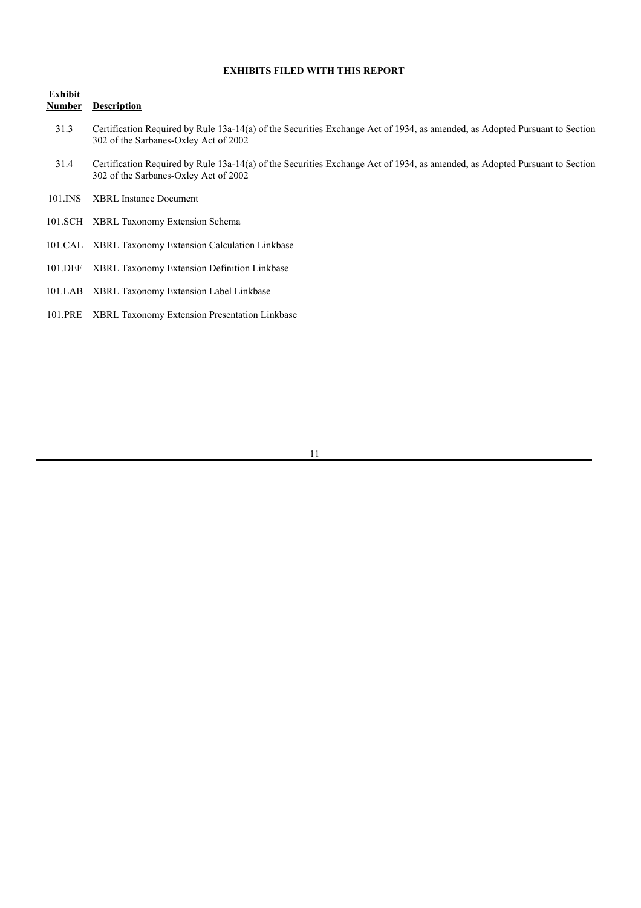**EXHIBITS FILED WITH THIS REPORT**

| Exhibit Number | Description |
| --- | --- |
| 31.3 | Certification Required by Rule 13a-14(a) of the Securities Exchange Act of 1934, as amended, as Adopted Pursuant to Section 302 of the Sarbanes-Oxley Act of 2002 |
| 31.4 | Certification Required by Rule 13a-14(a) of the Securities Exchange Act of 1934, as amended, as Adopted Pursuant to Section 302 of the Sarbanes-Oxley Act of 2002 |
| 101.INS | XBRL Instance Document |
| 101.SCH | XBRL Taxonomy Extension Schema |
| 101.CAL | XBRL Taxonomy Extension Calculation Linkbase |
| 101.DEF | XBRL Taxonomy Extension Definition Linkbase |
| 101.LAB | XBRL Taxonomy Extension Label Linkbase |
| 101.PRE | XBRL Taxonomy Extension Presentation Linkbase |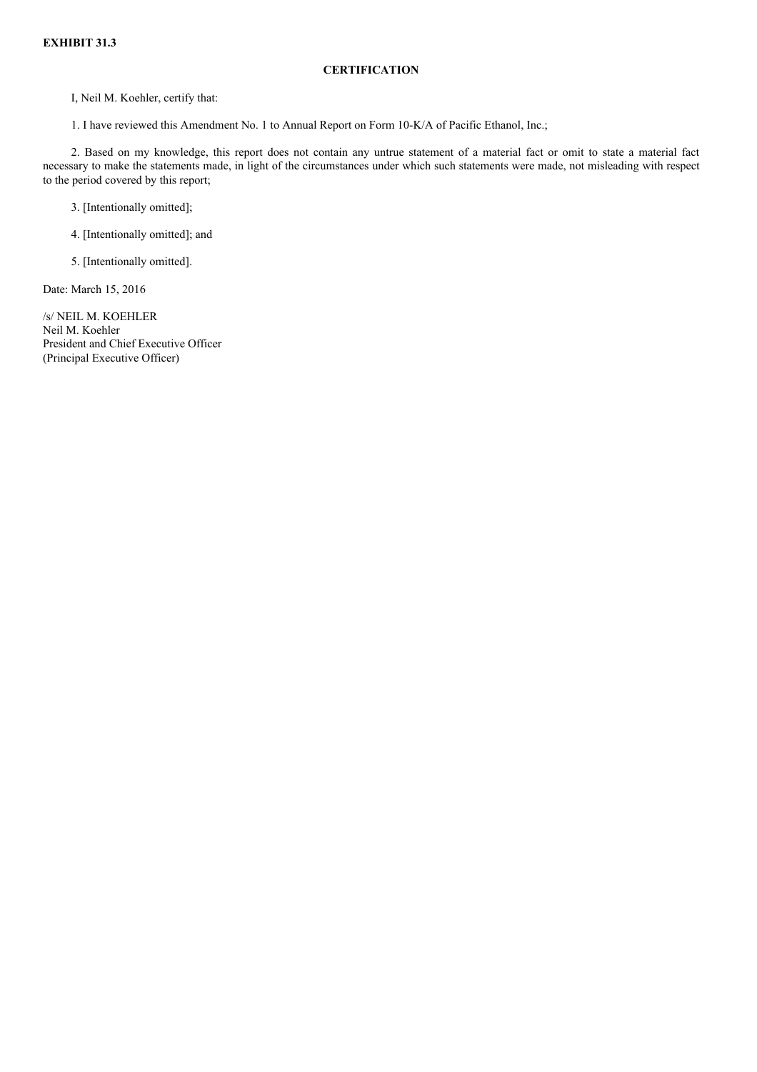**EXHIBIT 31.3**

**CERTIFICATION**

I, Neil M. Koehler, certify that:

1. I have reviewed this Amendment No. 1 to Annual Report on Form 10-K/A of Pacific Ethanol, Inc.;

2. Based on my knowledge, this report does not contain any untrue statement of a material fact or omit to state a material fact necessary to make the statements made, in light of the circumstances under which such statements were made, not misleading with respect to the period covered by this report;

3. [Intentionally omitted];

4. [Intentionally omitted]; and

5. [Intentionally omitted].

Date: March 15, 2016

/s/ NEIL M. KOEHLER
Neil M. Koehler
President and Chief Executive Officer
(Principal Executive Officer)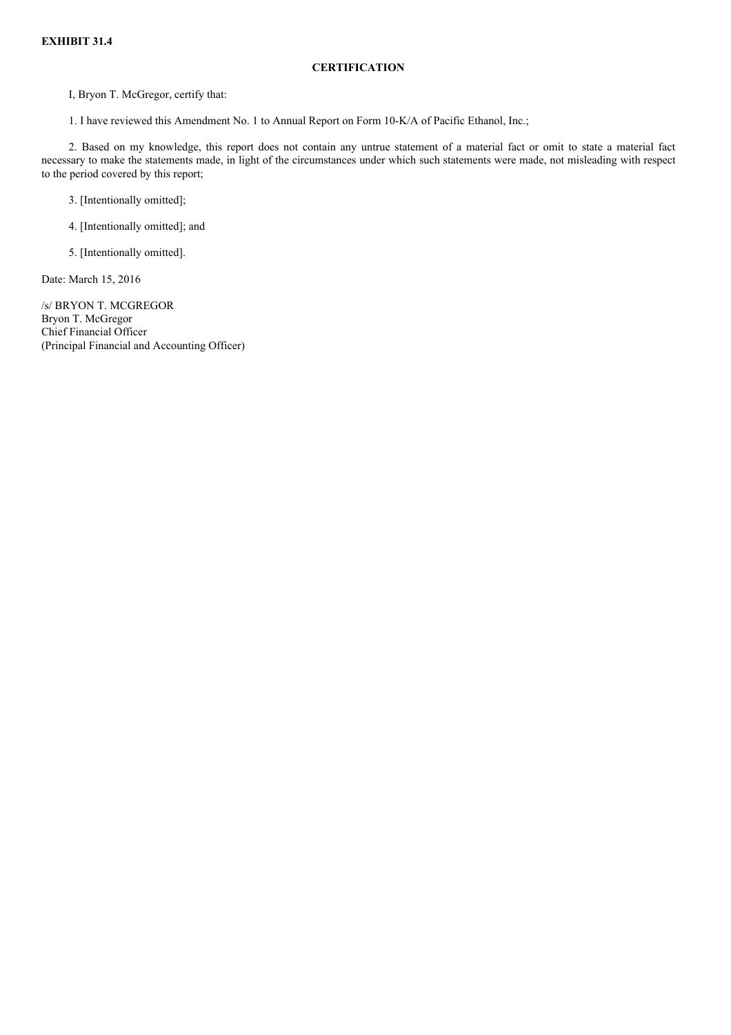**EXHIBIT 31.4**

**CERTIFICATION**

I, Bryon T. McGregor, certify that:

1. I have reviewed this Amendment No. 1 to Annual Report on Form 10-K/A of Pacific Ethanol, Inc.;

2. Based on my knowledge, this report does not contain any untrue statement of a material fact or omit to state a material fact necessary to make the statements made, in light of the circumstances under which such statements were made, not misleading with respect to the period covered by this report;

3. [Intentionally omitted];

4. [Intentionally omitted]; and

5. [Intentionally omitted].

Date: March 15, 2016

/s/ BRYON T. MCGREGOR
Bryon T. McGregor
Chief Financial Officer
(Principal Financial and Accounting Officer)